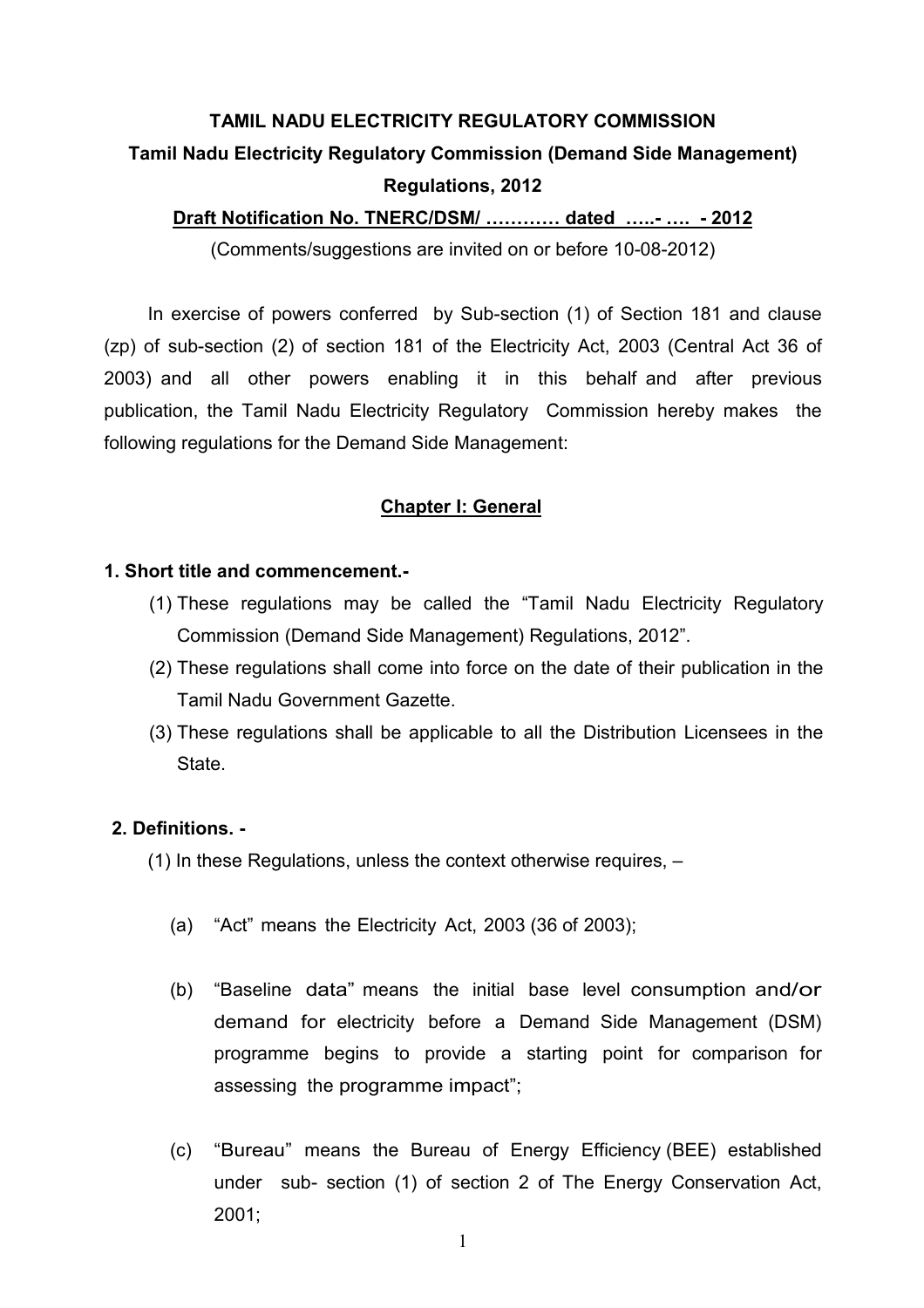# TAMIL NADU ELECTRICITY REGULATORY COMMISSION

## Tamil Nadu Electricity Regulatory Commission (Demand Side Management) Regulations, 2012

**Draft Notification No. TNERC/DSM/ ………… dated …..- …. - 2012**

(Comments/suggestions are invited on or before 10-08-2012)

In exercise of powers conferred by Sub-section (1) of Section 181 and clause (zp) of sub-section (2) of section 181 of the Electricity Act, 2003 (Central Act 36 of 2003) and all other powers enabling it in this behalf and after previous publication, the Tamil Nadu Electricity Regulatory Commission hereby makes the following regulations for the Demand Side Management:

## Chapter I: General

**1. Short title and commencement.-**

(1) These regulations may be called the "Tamil Nadu Electricity Regulatory Commission (Demand Side Management) Regulations, 2012".

(2) These regulations shall come into force on the date of their publication in the Tamil Nadu Government Gazette.

(3) These regulations shall be applicable to all the Distribution Licensees in the State.

**2. Definitions. -**

(1) In these Regulations, unless the context otherwise requires, –

(a) "Act" means the Electricity Act, 2003 (36 of 2003);

(b) "Baseline data" means the initial base level consumption and/or demand for electricity before a Demand Side Management (DSM) programme begins to provide a starting point for comparison for assessing the programme impact";

(c) "Bureau" means the Bureau of Energy Efficiency (BEE) established under sub- section (1) of section 2 of The Energy Conservation Act, 2001;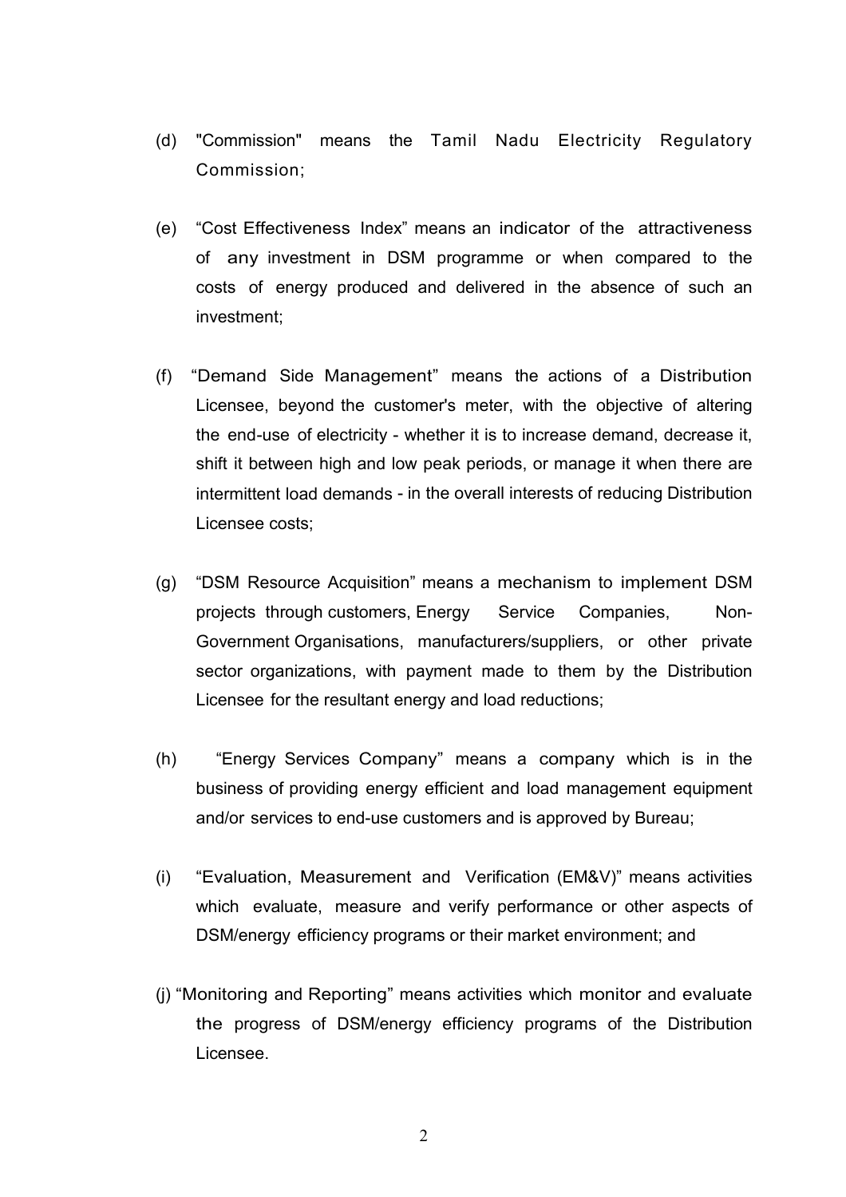(d) "Commission" means the Tamil Nadu Electricity Regulatory Commission;

(e) "Cost Effectiveness Index" means an indicator of the attractiveness of any investment in DSM programme or when compared to the costs of energy produced and delivered in the absence of such an investment;

(f) "Demand Side Management" means the actions of a Distribution Licensee, beyond the customer's meter, with the objective of altering the end-use of electricity - whether it is to increase demand, decrease it, shift it between high and low peak periods, or manage it when there are intermittent load demands - in the overall interests of reducing Distribution Licensee costs;

(g) "DSM Resource Acquisition" means a mechanism to implement DSM projects through customers, Energy Service Companies, Non-Government Organisations, manufacturers/suppliers, or other private sector organizations, with payment made to them by the Distribution Licensee for the resultant energy and load reductions;

(h) "Energy Services Company" means a company which is in the business of providing energy efficient and load management equipment and/or services to end-use customers and is approved by Bureau;

(i) "Evaluation, Measurement and Verification (EM&V)" means activities which evaluate, measure and verify performance or other aspects of DSM/energy efficiency programs or their market environment; and

(j) "Monitoring and Reporting" means activities which monitor and evaluate the progress of DSM/energy efficiency programs of the Distribution Licensee.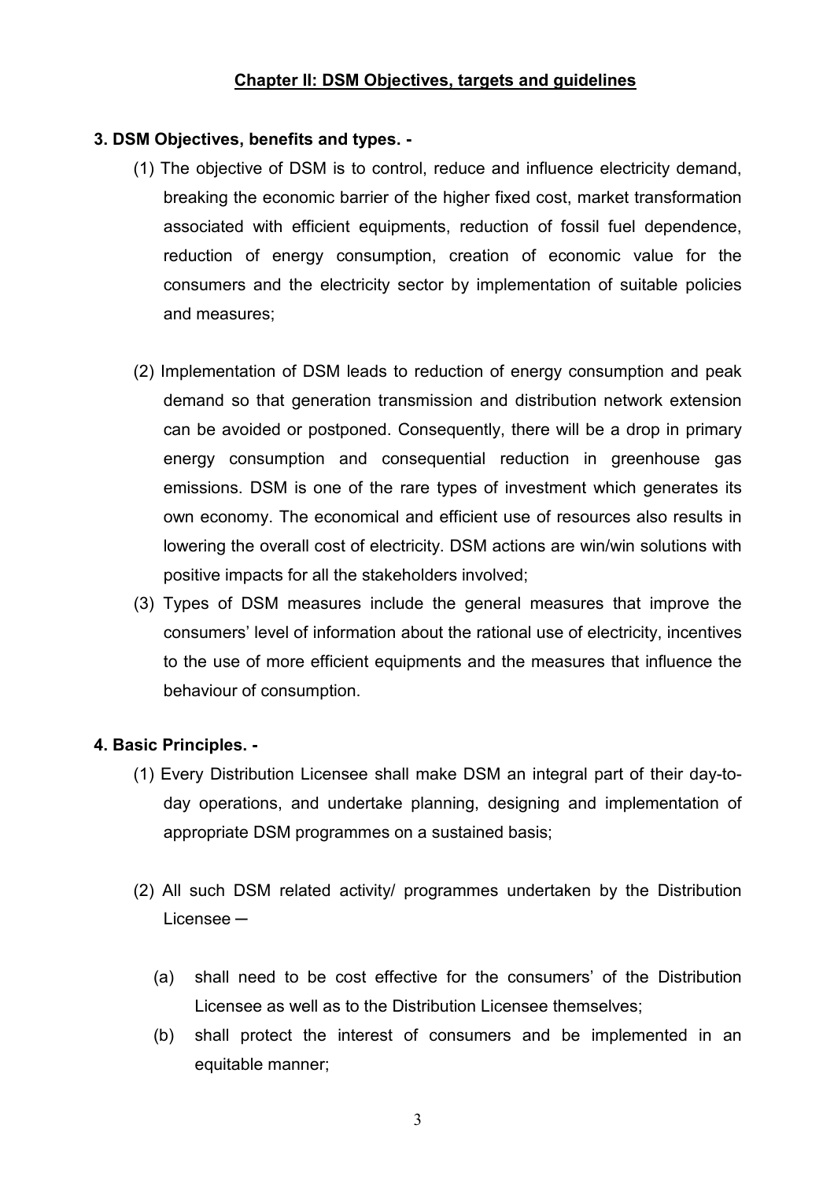## Chapter II: DSM Objectives, targets and guidelines

**3. DSM Objectives, benefits and types. -**

(1) The objective of DSM is to control, reduce and influence electricity demand, breaking the economic barrier of the higher fixed cost, market transformation associated with efficient equipments, reduction of fossil fuel dependence, reduction of energy consumption, creation of economic value for the consumers and the electricity sector by implementation of suitable policies and measures;

(2) Implementation of DSM leads to reduction of energy consumption and peak demand so that generation transmission and distribution network extension can be avoided or postponed. Consequently, there will be a drop in primary energy consumption and consequential reduction in greenhouse gas emissions. DSM is one of the rare types of investment which generates its own economy. The economical and efficient use of resources also results in lowering the overall cost of electricity. DSM actions are win/win solutions with positive impacts for all the stakeholders involved;

(3) Types of DSM measures include the general measures that improve the consumers' level of information about the rational use of electricity, incentives to the use of more efficient equipments and the measures that influence the behaviour of consumption.

**4. Basic Principles. -**

(1) Every Distribution Licensee shall make DSM an integral part of their day-to-day operations, and undertake planning, designing and implementation of appropriate DSM programmes on a sustained basis;

(2) All such DSM related activity/ programmes undertaken by the Distribution Licensee ─

(a) shall need to be cost effective for the consumers' of the Distribution Licensee as well as to the Distribution Licensee themselves;

(b) shall protect the interest of consumers and be implemented in an equitable manner;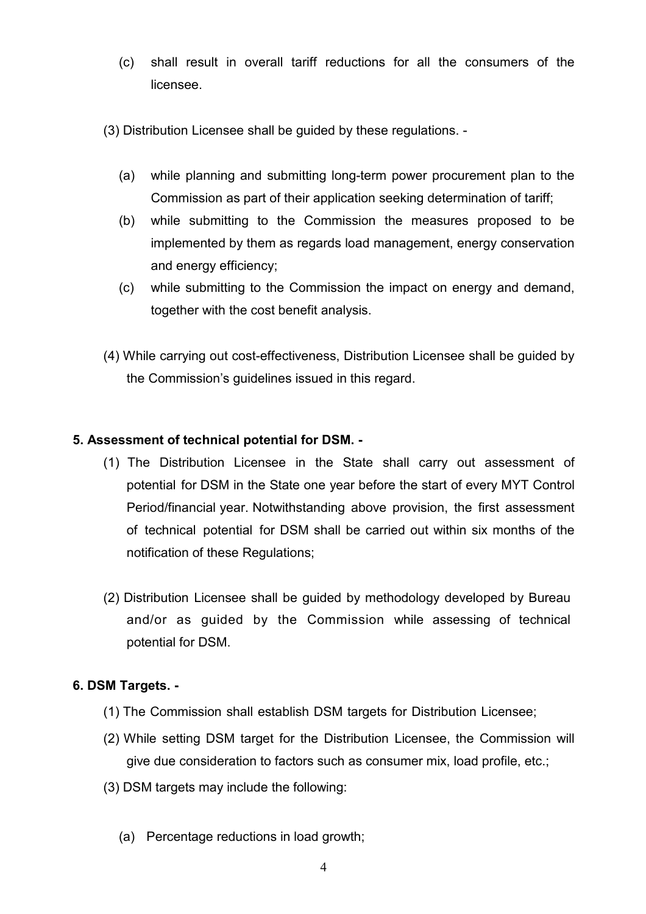(c) shall result in overall tariff reductions for all the consumers of the licensee.

(3) Distribution Licensee shall be guided by these regulations. -

(a) while planning and submitting long-term power procurement plan to the Commission as part of their application seeking determination of tariff;

(b) while submitting to the Commission the measures proposed to be implemented by them as regards load management, energy conservation and energy efficiency;

(c) while submitting to the Commission the impact on energy and demand, together with the cost benefit analysis.

(4) While carrying out cost-effectiveness, Distribution Licensee shall be guided by the Commission's guidelines issued in this regard.

**5. Assessment of technical potential for DSM. -**

(1) The Distribution Licensee in the State shall carry out assessment of potential for DSM in the State one year before the start of every MYT Control Period/financial year. Notwithstanding above provision, the first assessment of technical potential for DSM shall be carried out within six months of the notification of these Regulations;

(2) Distribution Licensee shall be guided by methodology developed by Bureau and/or as guided by the Commission while assessing of technical potential for DSM.

**6. DSM Targets. -**

(1) The Commission shall establish DSM targets for Distribution Licensee;

(2) While setting DSM target for the Distribution Licensee, the Commission will give due consideration to factors such as consumer mix, load profile, etc.;

(3) DSM targets may include the following:

(a) Percentage reductions in load growth;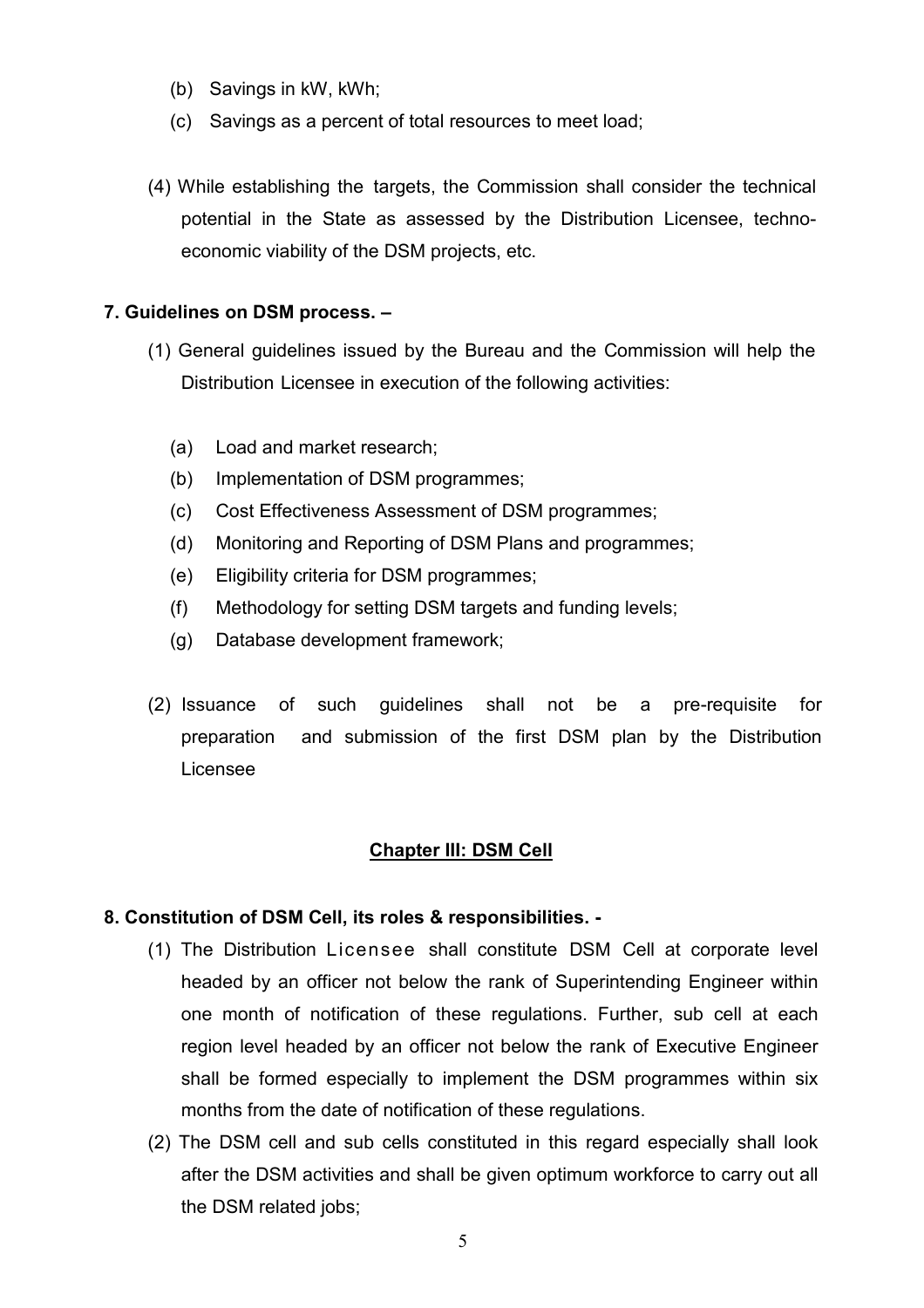(b) Savings in kW, kWh;

(c) Savings as a percent of total resources to meet load;

(4) While establishing the targets, the Commission shall consider the technical potential in the State as assessed by the Distribution Licensee, techno-economic viability of the DSM projects, etc.

**7. Guidelines on DSM process. –**

(1) General guidelines issued by the Bureau and the Commission will help the Distribution Licensee in execution of the following activities:

(a) Load and market research;

(b) Implementation of DSM programmes;

(c) Cost Effectiveness Assessment of DSM programmes;

(d) Monitoring and Reporting of DSM Plans and programmes;

(e) Eligibility criteria for DSM programmes;

(f) Methodology for setting DSM targets and funding levels;

(g) Database development framework;

(2) Issuance of such guidelines shall not be a pre-requisite for preparation and submission of the first DSM plan by the Distribution Licensee

## Chapter III: DSM Cell

**8. Constitution of DSM Cell, its roles & responsibilities. -**

(1) The Distribution Licensee shall constitute DSM Cell at corporate level headed by an officer not below the rank of Superintending Engineer within one month of notification of these regulations. Further, sub cell at each region level headed by an officer not below the rank of Executive Engineer shall be formed especially to implement the DSM programmes within six months from the date of notification of these regulations.

(2) The DSM cell and sub cells constituted in this regard especially shall look after the DSM activities and shall be given optimum workforce to carry out all the DSM related jobs;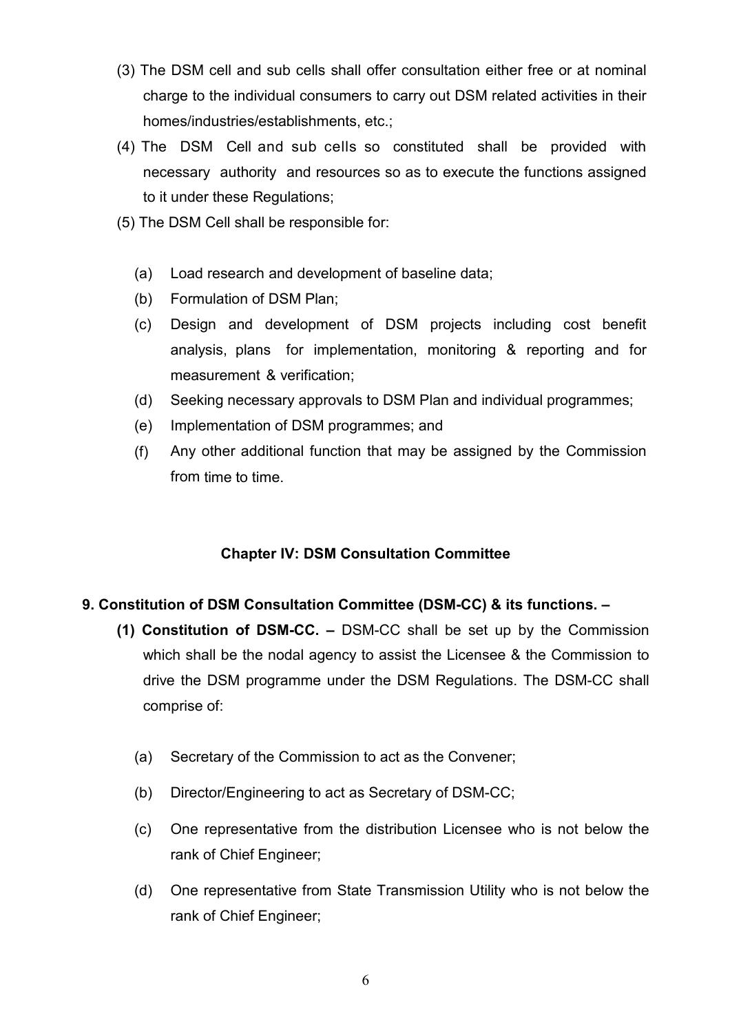(3) The DSM cell and sub cells shall offer consultation either free or at nominal charge to the individual consumers to carry out DSM related activities in their homes/industries/establishments, etc.;

(4) The DSM Cell and sub cells so constituted shall be provided with necessary authority and resources so as to execute the functions assigned to it under these Regulations;

(5) The DSM Cell shall be responsible for:

- (a) Load research and development of baseline data;
- (b) Formulation of DSM Plan;
- (c) Design and development of DSM projects including cost benefit analysis, plans for implementation, monitoring & reporting and for measurement & verification;
- (d) Seeking necessary approvals to DSM Plan and individual programmes;
- (e) Implementation of DSM programmes; and
- (f) Any other additional function that may be assigned by the Commission from time to time.

## Chapter IV: DSM Consultation Committee

### 9. Constitution of DSM Consultation Committee (DSM-CC) & its functions. –

**(1) Constitution of DSM-CC. –** DSM-CC shall be set up by the Commission which shall be the nodal agency to assist the Licensee & the Commission to drive the DSM programme under the DSM Regulations. The DSM-CC shall comprise of:

- (a) Secretary of the Commission to act as the Convener;
- (b) Director/Engineering to act as Secretary of DSM-CC;
- (c) One representative from the distribution Licensee who is not below the rank of Chief Engineer;
- (d) One representative from State Transmission Utility who is not below the rank of Chief Engineer;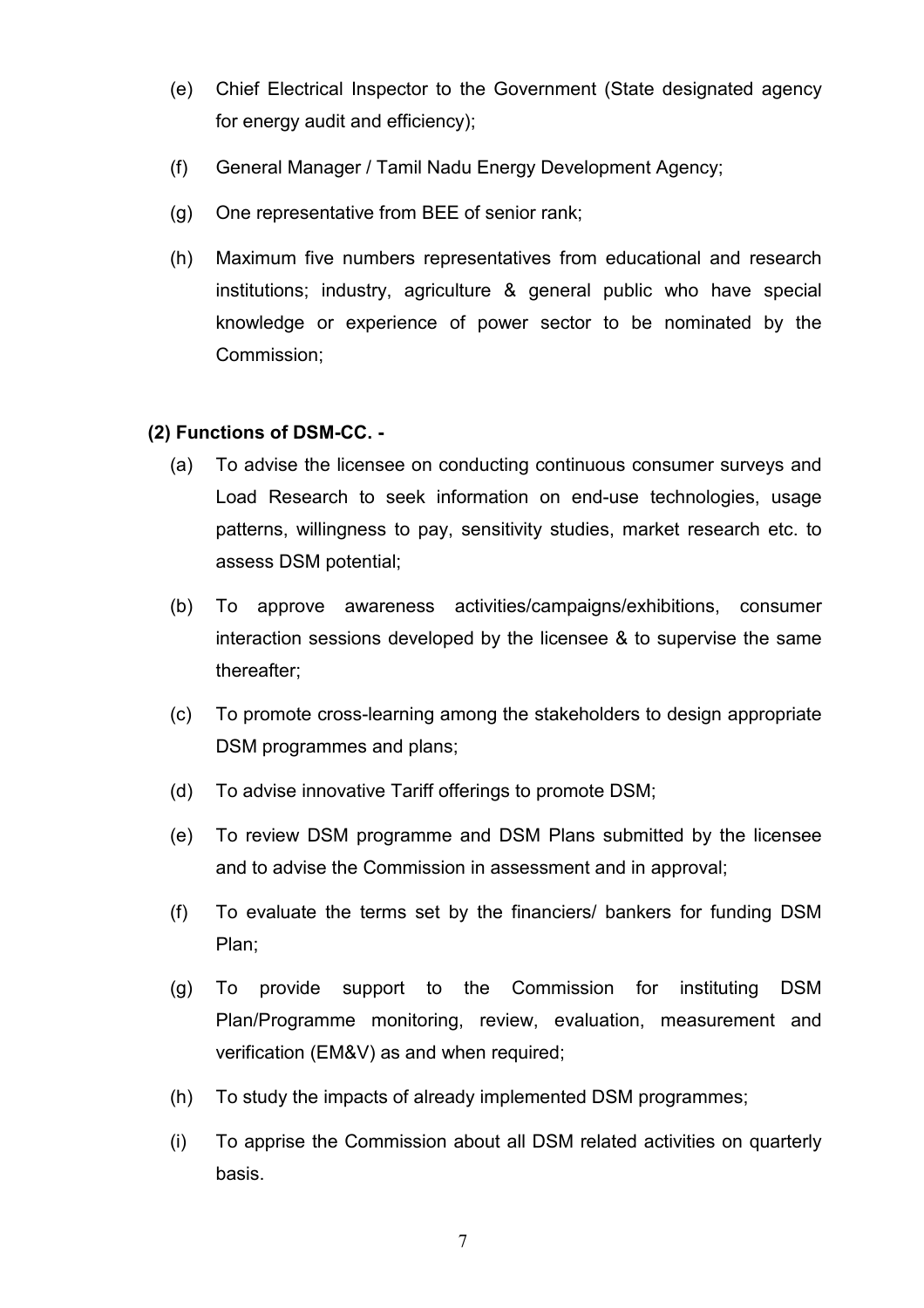(e) Chief Electrical Inspector to the Government (State designated agency for energy audit and efficiency);

(f) General Manager / Tamil Nadu Energy Development Agency;

(g) One representative from BEE of senior rank;

(h) Maximum five numbers representatives from educational and research institutions; industry, agriculture & general public who have special knowledge or experience of power sector to be nominated by the Commission;

**(2) Functions of DSM-CC. -**

(a) To advise the licensee on conducting continuous consumer surveys and Load Research to seek information on end-use technologies, usage patterns, willingness to pay, sensitivity studies, market research etc. to assess DSM potential;

(b) To approve awareness activities/campaigns/exhibitions, consumer interaction sessions developed by the licensee & to supervise the same thereafter;

(c) To promote cross-learning among the stakeholders to design appropriate DSM programmes and plans;

(d) To advise innovative Tariff offerings to promote DSM;

(e) To review DSM programme and DSM Plans submitted by the licensee and to advise the Commission in assessment and in approval;

(f) To evaluate the terms set by the financiers/ bankers for funding DSM Plan;

(g) To provide support to the Commission for instituting DSM Plan/Programme monitoring, review, evaluation, measurement and verification (EM&V) as and when required;

(h) To study the impacts of already implemented DSM programmes;

(i) To apprise the Commission about all DSM related activities on quarterly basis.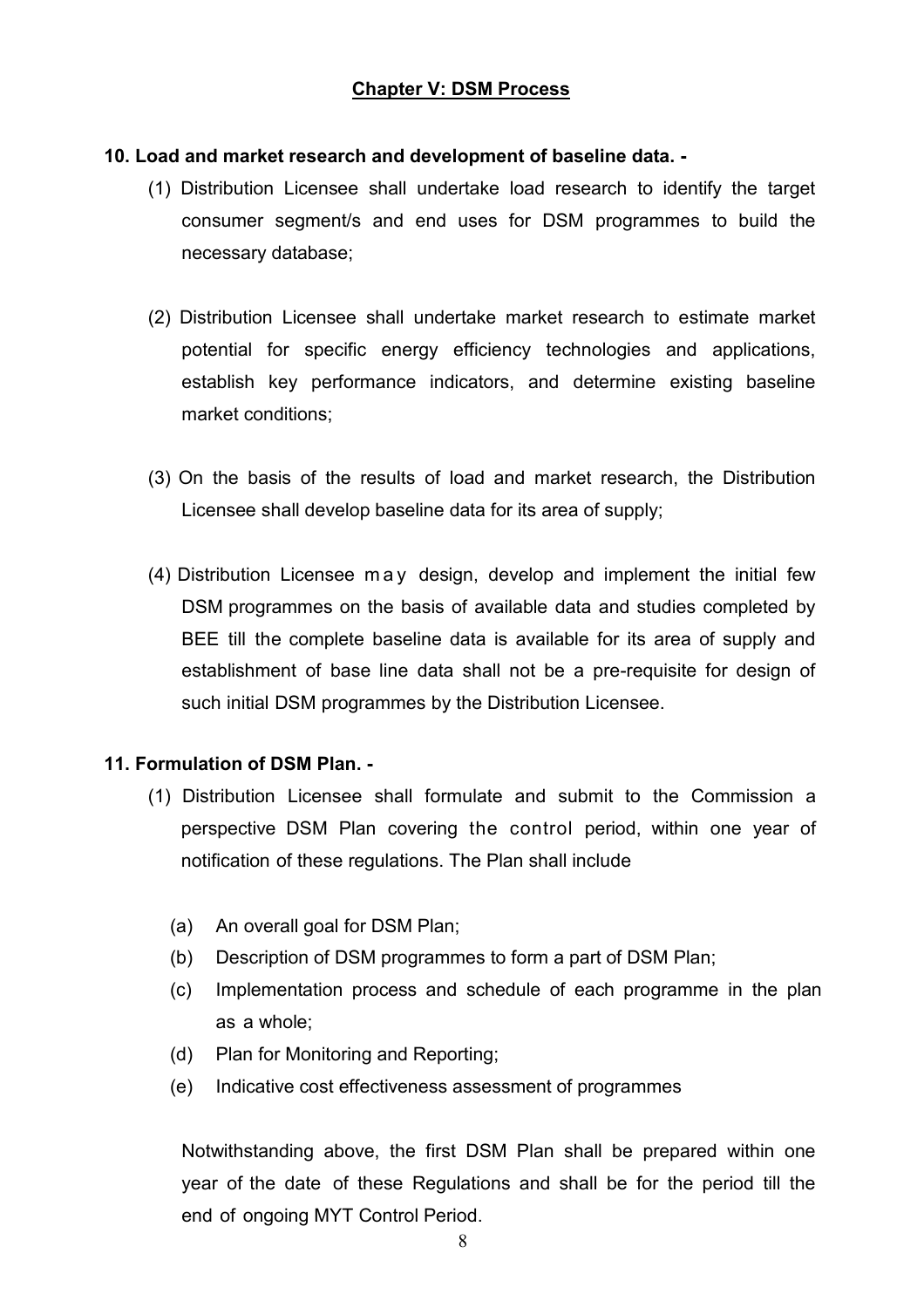## Chapter V: DSM Process

**10. Load and market research and development of baseline data. -**

(1) Distribution Licensee shall undertake load research to identify the target consumer segment/s and end uses for DSM programmes to build the necessary database;

(2) Distribution Licensee shall undertake market research to estimate market potential for specific energy efficiency technologies and applications, establish key performance indicators, and determine existing baseline market conditions;

(3) On the basis of the results of load and market research, the Distribution Licensee shall develop baseline data for its area of supply;

(4) Distribution Licensee may design, develop and implement the initial few DSM programmes on the basis of available data and studies completed by BEE till the complete baseline data is available for its area of supply and establishment of base line data shall not be a pre-requisite for design of such initial DSM programmes by the Distribution Licensee.

**11. Formulation of DSM Plan. -**

(1) Distribution Licensee shall formulate and submit to the Commission a perspective DSM Plan covering the control period, within one year of notification of these regulations. The Plan shall include

(a) An overall goal for DSM Plan;

(b) Description of DSM programmes to form a part of DSM Plan;

(c) Implementation process and schedule of each programme in the plan as a whole;

(d) Plan for Monitoring and Reporting;

(e) Indicative cost effectiveness assessment of programmes

Notwithstanding above, the first DSM Plan shall be prepared within one year of the date of these Regulations and shall be for the period till the end of ongoing MYT Control Period.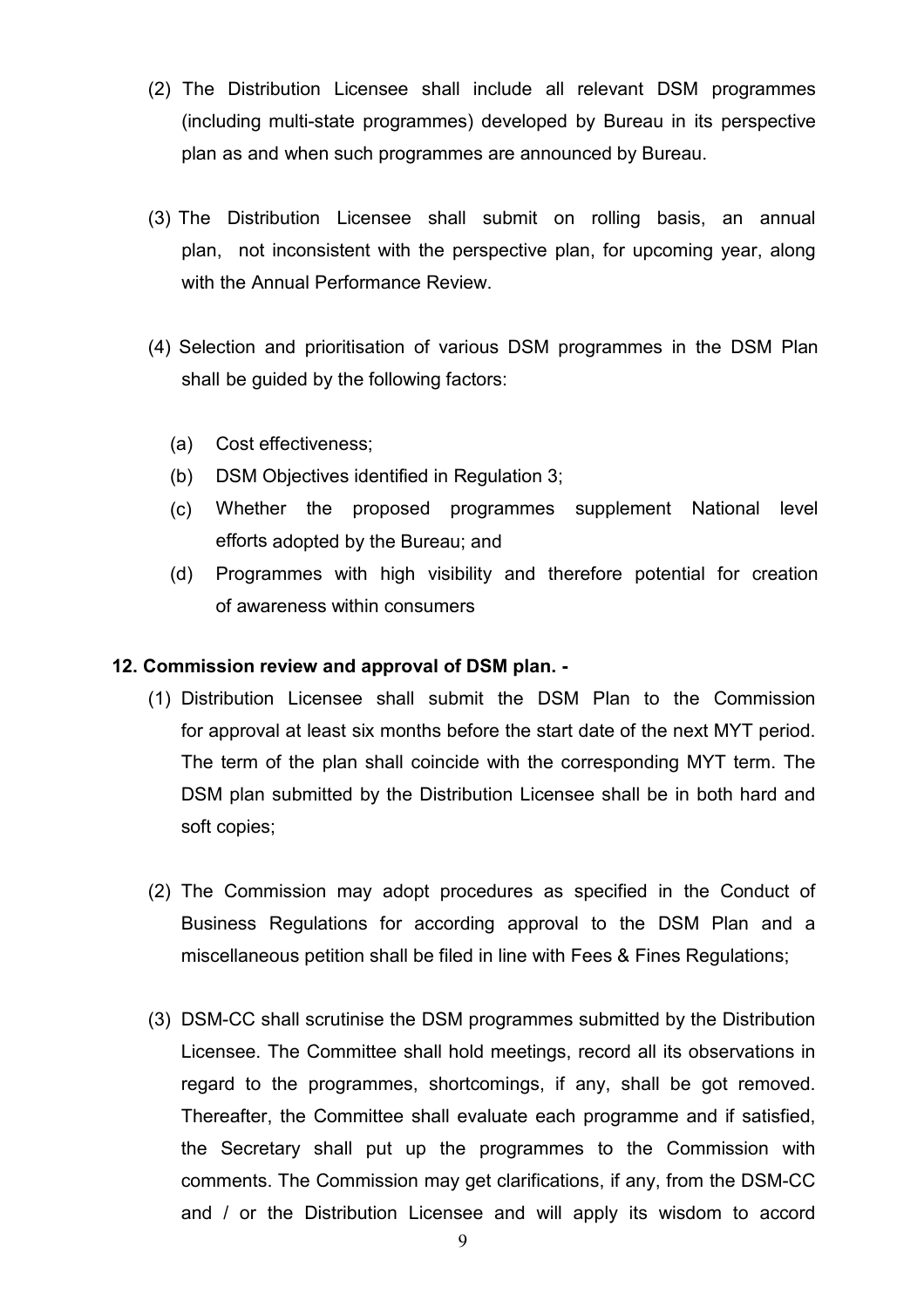(2) The Distribution Licensee shall include all relevant DSM programmes (including multi-state programmes) developed by Bureau in its perspective plan as and when such programmes are announced by Bureau.

(3) The Distribution Licensee shall submit on rolling basis, an annual plan, not inconsistent with the perspective plan, for upcoming year, along with the Annual Performance Review.

(4) Selection and prioritisation of various DSM programmes in the DSM Plan shall be guided by the following factors:

   (a) Cost effectiveness;
   (b) DSM Objectives identified in Regulation 3;
   (c) Whether the proposed programmes supplement National level efforts adopted by the Bureau; and
   (d) Programmes with high visibility and therefore potential for creation of awareness within consumers

**12. Commission review and approval of DSM plan. -**

(1) Distribution Licensee shall submit the DSM Plan to the Commission for approval at least six months before the start date of the next MYT period. The term of the plan shall coincide with the corresponding MYT term. The DSM plan submitted by the Distribution Licensee shall be in both hard and soft copies;

(2) The Commission may adopt procedures as specified in the Conduct of Business Regulations for according approval to the DSM Plan and a miscellaneous petition shall be filed in line with Fees & Fines Regulations;

(3) DSM-CC shall scrutinise the DSM programmes submitted by the Distribution Licensee. The Committee shall hold meetings, record all its observations in regard to the programmes, shortcomings, if any, shall be got removed. Thereafter, the Committee shall evaluate each programme and if satisfied, the Secretary shall put up the programmes to the Commission with comments. The Commission may get clarifications, if any, from the DSM-CC and / or the Distribution Licensee and will apply its wisdom to accord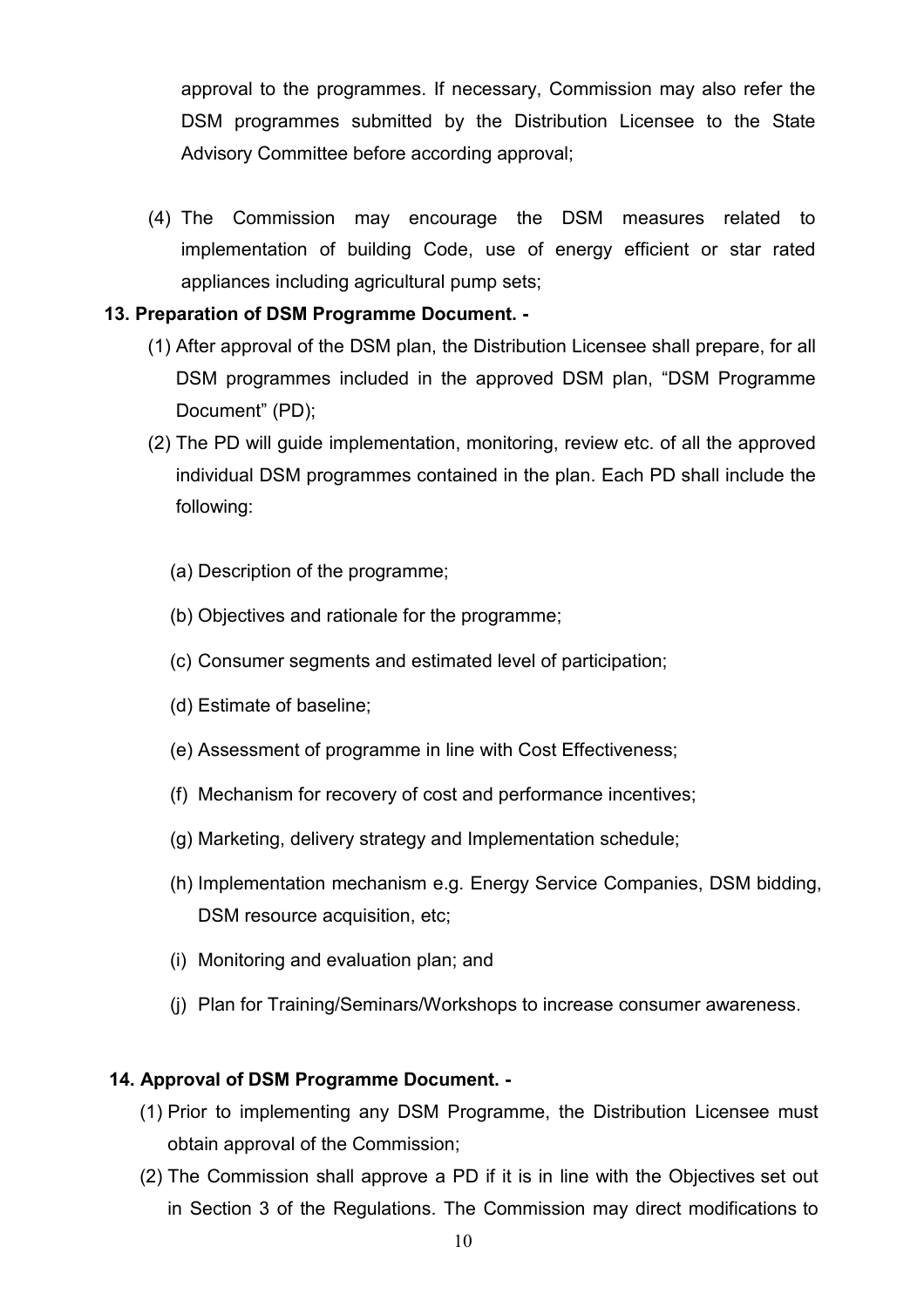approval to the programmes. If necessary, Commission may also refer the DSM programmes submitted by the Distribution Licensee to the State Advisory Committee before according approval;

(4) The Commission may encourage the DSM measures related to implementation of building Code, use of energy efficient or star rated appliances including agricultural pump sets;

**13. Preparation of DSM Programme Document. -**

(1) After approval of the DSM plan, the Distribution Licensee shall prepare, for all DSM programmes included in the approved DSM plan, "DSM Programme Document" (PD);

(2) The PD will guide implementation, monitoring, review etc. of all the approved individual DSM programmes contained in the plan. Each PD shall include the following:

(a) Description of the programme;

(b) Objectives and rationale for the programme;

(c) Consumer segments and estimated level of participation;

(d) Estimate of baseline;

(e) Assessment of programme in line with Cost Effectiveness;

(f) Mechanism for recovery of cost and performance incentives;

(g) Marketing, delivery strategy and Implementation schedule;

(h) Implementation mechanism e.g. Energy Service Companies, DSM bidding, DSM resource acquisition, etc;

(i) Monitoring and evaluation plan; and

(j) Plan for Training/Seminars/Workshops to increase consumer awareness.

**14. Approval of DSM Programme Document. -**

(1) Prior to implementing any DSM Programme, the Distribution Licensee must obtain approval of the Commission;

(2) The Commission shall approve a PD if it is in line with the Objectives set out in Section 3 of the Regulations. The Commission may direct modifications to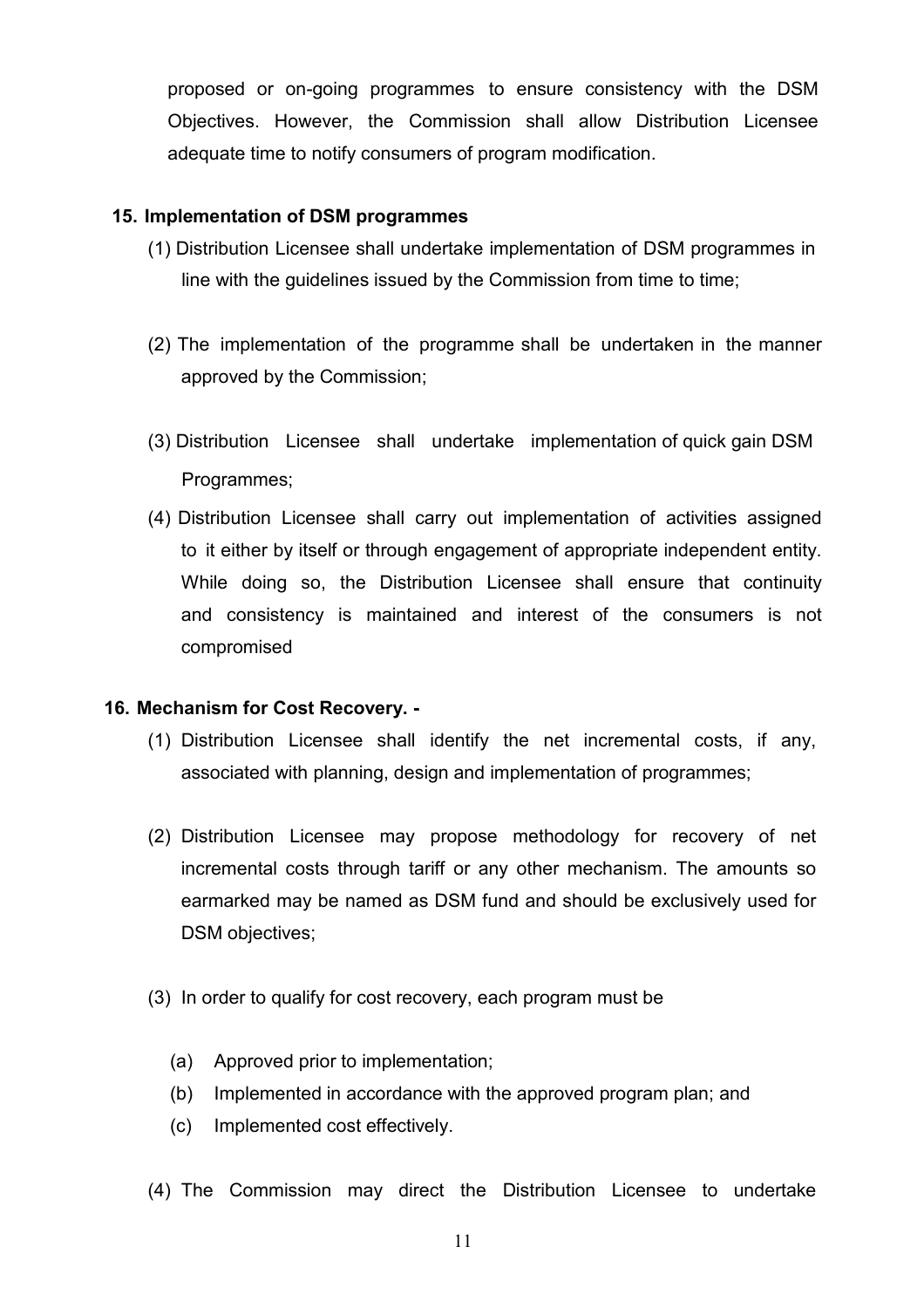proposed or on-going programmes to ensure consistency with the DSM Objectives. However, the Commission shall allow Distribution Licensee adequate time to notify consumers of program modification.

**15. Implementation of DSM programmes**

(1) Distribution Licensee shall undertake implementation of DSM programmes in line with the guidelines issued by the Commission from time to time;

(2) The implementation of the programme shall be undertaken in the manner approved by the Commission;

(3) Distribution Licensee shall undertake implementation of quick gain DSM Programmes;

(4) Distribution Licensee shall carry out implementation of activities assigned to it either by itself or through engagement of appropriate independent entity. While doing so, the Distribution Licensee shall ensure that continuity and consistency is maintained and interest of the consumers is not compromised

**16. Mechanism for Cost Recovery. -**

(1) Distribution Licensee shall identify the net incremental costs, if any, associated with planning, design and implementation of programmes;

(2) Distribution Licensee may propose methodology for recovery of net incremental costs through tariff or any other mechanism. The amounts so earmarked may be named as DSM fund and should be exclusively used for DSM objectives;

(3) In order to qualify for cost recovery, each program must be

(a) Approved prior to implementation;

(b) Implemented in accordance with the approved program plan; and

(c) Implemented cost effectively.

(4) The Commission may direct the Distribution Licensee to undertake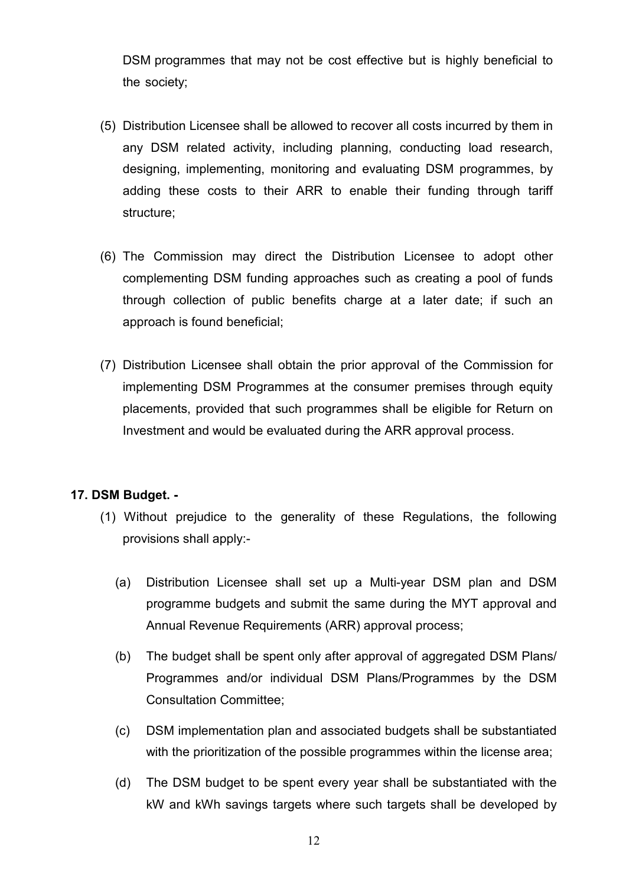DSM programmes that may not be cost effective but is highly beneficial to the society;

(5) Distribution Licensee shall be allowed to recover all costs incurred by them in any DSM related activity, including planning, conducting load research, designing, implementing, monitoring and evaluating DSM programmes, by adding these costs to their ARR to enable their funding through tariff structure;

(6) The Commission may direct the Distribution Licensee to adopt other complementing DSM funding approaches such as creating a pool of funds through collection of public benefits charge at a later date; if such an approach is found beneficial;

(7) Distribution Licensee shall obtain the prior approval of the Commission for implementing DSM Programmes at the consumer premises through equity placements, provided that such programmes shall be eligible for Return on Investment and would be evaluated during the ARR approval process.

**17. DSM Budget. -**

(1) Without prejudice to the generality of these Regulations, the following provisions shall apply:-

(a) Distribution Licensee shall set up a Multi-year DSM plan and DSM programme budgets and submit the same during the MYT approval and Annual Revenue Requirements (ARR) approval process;

(b) The budget shall be spent only after approval of aggregated DSM Plans/ Programmes and/or individual DSM Plans/Programmes by the DSM Consultation Committee;

(c) DSM implementation plan and associated budgets shall be substantiated with the prioritization of the possible programmes within the license area;

(d) The DSM budget to be spent every year shall be substantiated with the kW and kWh savings targets where such targets shall be developed by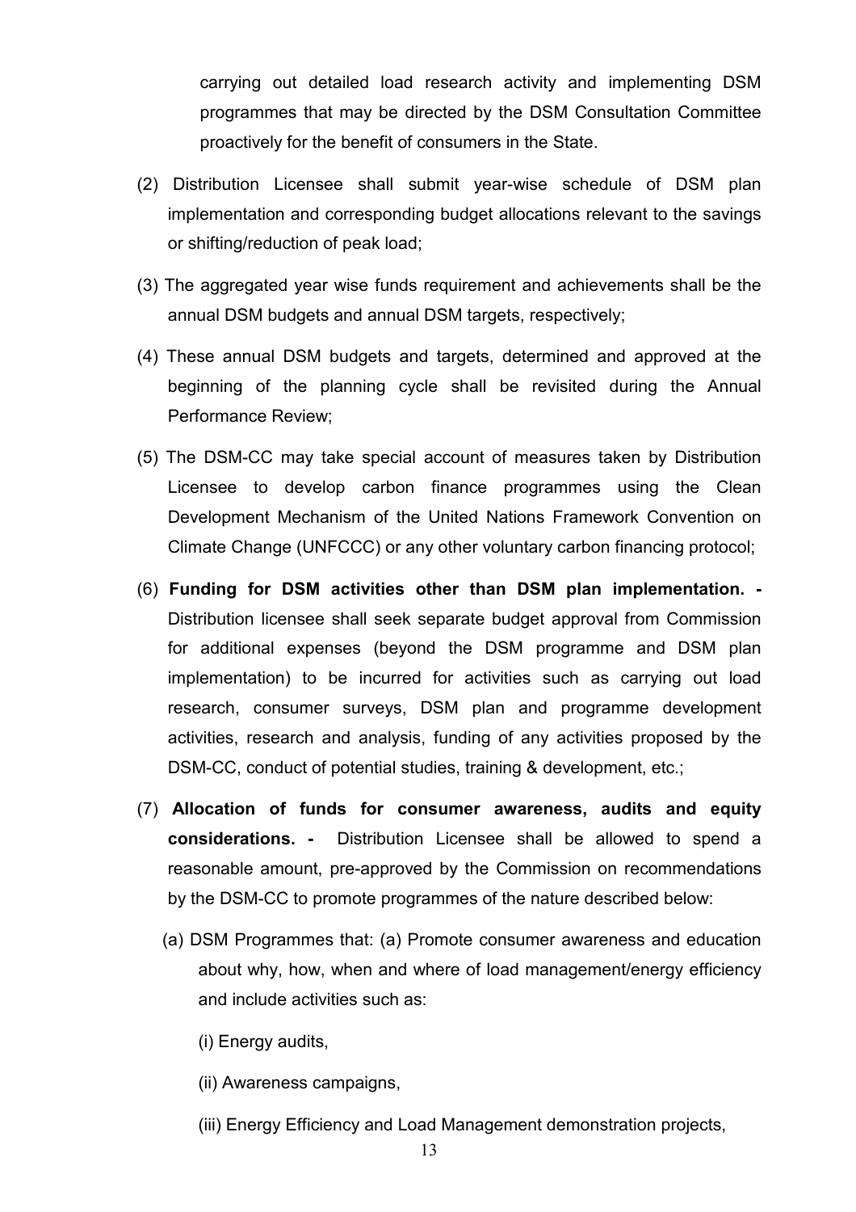carrying out detailed load research activity and implementing DSM programmes that may be directed by the DSM Consultation Committee proactively for the benefit of consumers in the State.

(2) Distribution Licensee shall submit year-wise schedule of DSM plan implementation and corresponding budget allocations relevant to the savings or shifting/reduction of peak load;

(3) The aggregated year wise funds requirement and achievements shall be the annual DSM budgets and annual DSM targets, respectively;

(4) These annual DSM budgets and targets, determined and approved at the beginning of the planning cycle shall be revisited during the Annual Performance Review;

(5) The DSM-CC may take special account of measures taken by Distribution Licensee to develop carbon finance programmes using the Clean Development Mechanism of the United Nations Framework Convention on Climate Change (UNFCCC) or any other voluntary carbon financing protocol;

(6) **Funding for DSM activities other than DSM plan implementation. -** Distribution licensee shall seek separate budget approval from Commission for additional expenses (beyond the DSM programme and DSM plan implementation) to be incurred for activities such as carrying out load research, consumer surveys, DSM plan and programme development activities, research and analysis, funding of any activities proposed by the DSM-CC, conduct of potential studies, training & development, etc.;

(7) **Allocation of funds for consumer awareness, audits and equity considerations. -** Distribution Licensee shall be allowed to spend a reasonable amount, pre-approved by the Commission on recommendations by the DSM-CC to promote programmes of the nature described below:

(a) DSM Programmes that: (a) Promote consumer awareness and education about why, how, when and where of load management/energy efficiency and include activities such as:

(i) Energy audits,

(ii) Awareness campaigns,

(iii) Energy Efficiency and Load Management demonstration projects,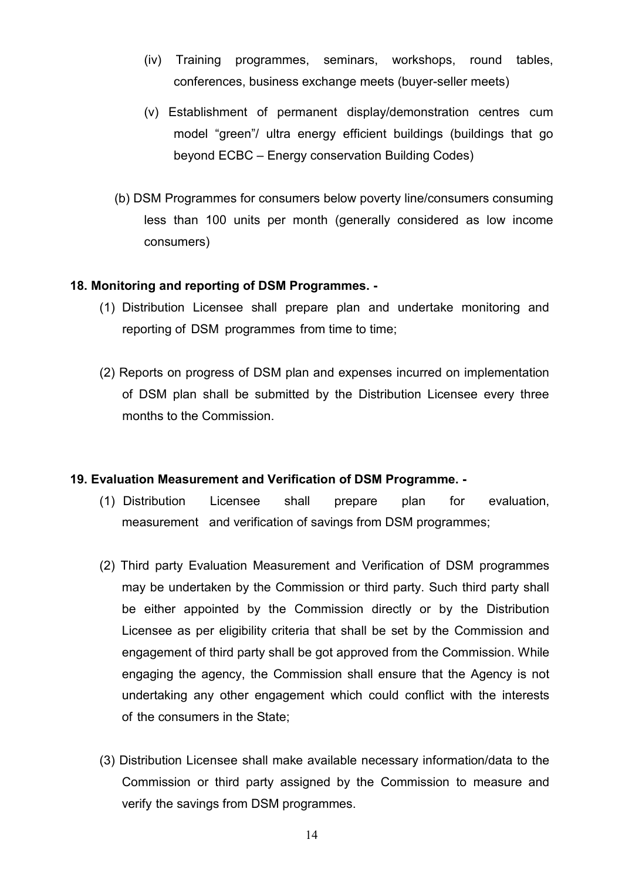(iv) Training programmes, seminars, workshops, round tables, conferences, business exchange meets (buyer-seller meets)

(v) Establishment of permanent display/demonstration centres cum model “green”/ ultra energy efficient buildings (buildings that go beyond ECBC – Energy conservation Building Codes)

(b) DSM Programmes for consumers below poverty line/consumers consuming less than 100 units per month (generally considered as low income consumers)

**18. Monitoring and reporting of DSM Programmes. -**

(1) Distribution Licensee shall prepare plan and undertake monitoring and reporting of DSM programmes from time to time;

(2) Reports on progress of DSM plan and expenses incurred on implementation of DSM plan shall be submitted by the Distribution Licensee every three months to the Commission.

**19. Evaluation Measurement and Verification of DSM Programme. -**

(1) Distribution Licensee shall prepare plan for evaluation, measurement and verification of savings from DSM programmes;

(2) Third party Evaluation Measurement and Verification of DSM programmes may be undertaken by the Commission or third party. Such third party shall be either appointed by the Commission directly or by the Distribution Licensee as per eligibility criteria that shall be set by the Commission and engagement of third party shall be got approved from the Commission. While engaging the agency, the Commission shall ensure that the Agency is not undertaking any other engagement which could conflict with the interests of the consumers in the State;

(3) Distribution Licensee shall make available necessary information/data to the Commission or third party assigned by the Commission to measure and verify the savings from DSM programmes.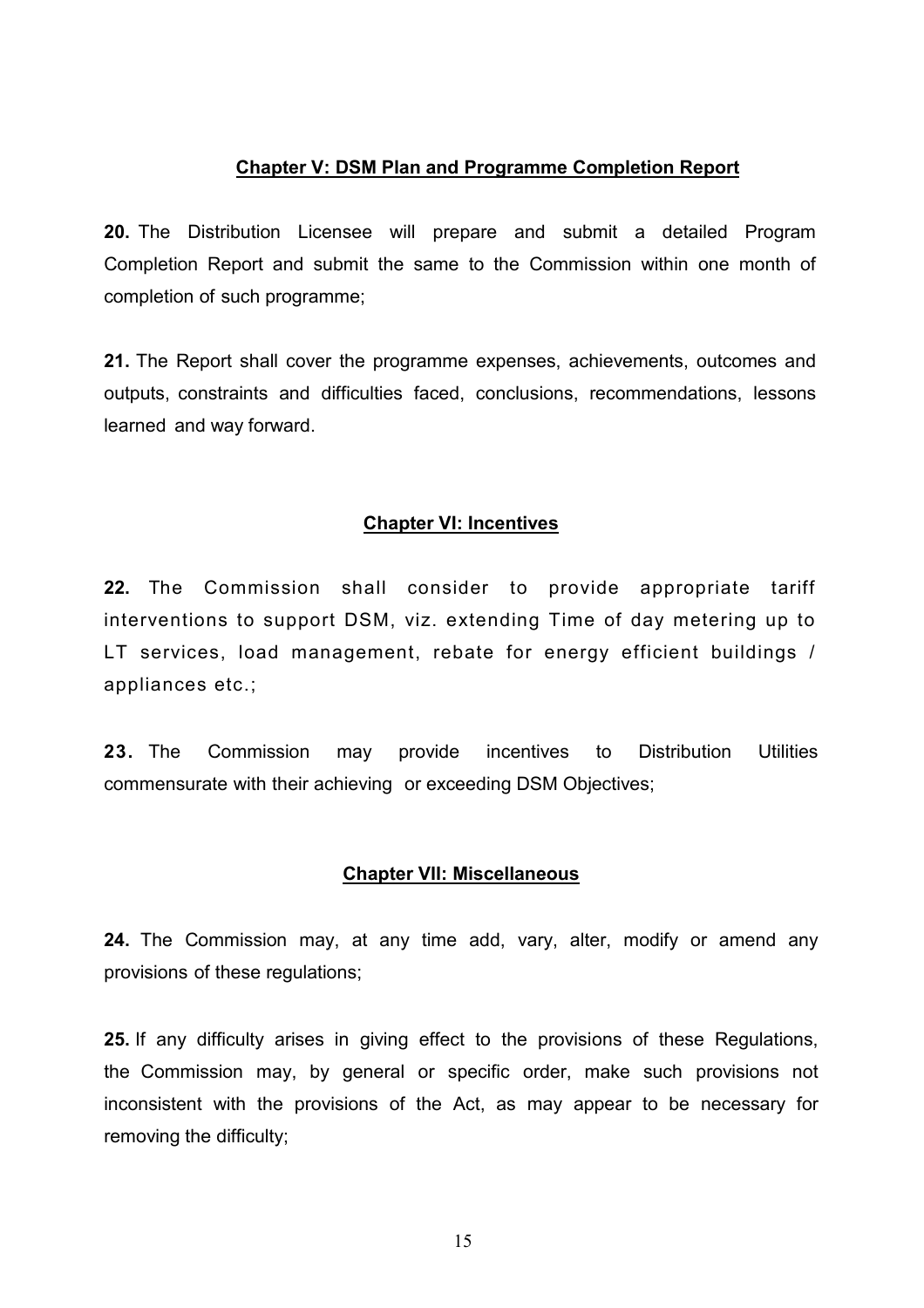## Chapter V: DSM Plan and Programme Completion Report

**20.** The Distribution Licensee will prepare and submit a detailed Program Completion Report and submit the same to the Commission within one month of completion of such programme;

**21.** The Report shall cover the programme expenses, achievements, outcomes and outputs, constraints and difficulties faced, conclusions, recommendations, lessons learned and way forward.

## Chapter VI: Incentives

**22.** The Commission shall consider to provide appropriate tariff interventions to support DSM, viz. extending Time of day metering up to LT services, load management, rebate for energy efficient buildings / appliances etc.;

**23.** The Commission may provide incentives to Distribution Utilities commensurate with their achieving or exceeding DSM Objectives;

## Chapter VII: Miscellaneous

**24.** The Commission may, at any time add, vary, alter, modify or amend any provisions of these regulations;

**25.** If any difficulty arises in giving effect to the provisions of these Regulations, the Commission may, by general or specific order, make such provisions not inconsistent with the provisions of the Act, as may appear to be necessary for removing the difficulty;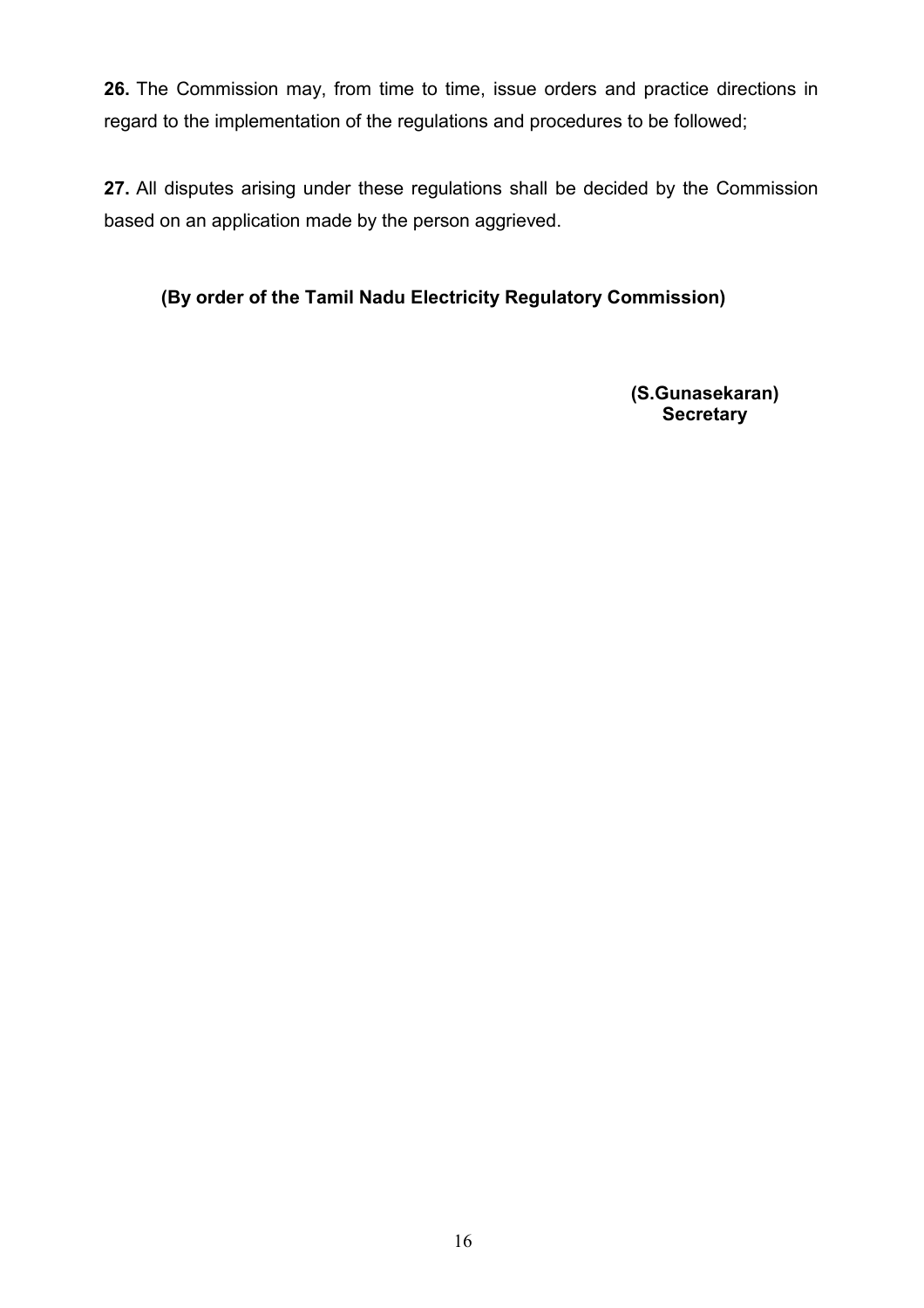**26.** The Commission may, from time to time, issue orders and practice directions in regard to the implementation of the regulations and procedures to be followed;

**27.** All disputes arising under these regulations shall be decided by the Commission based on an application made by the person aggrieved.

**(By order of the Tamil Nadu Electricity Regulatory Commission)**

**(S.Gunasekaran)**
**Secretary**